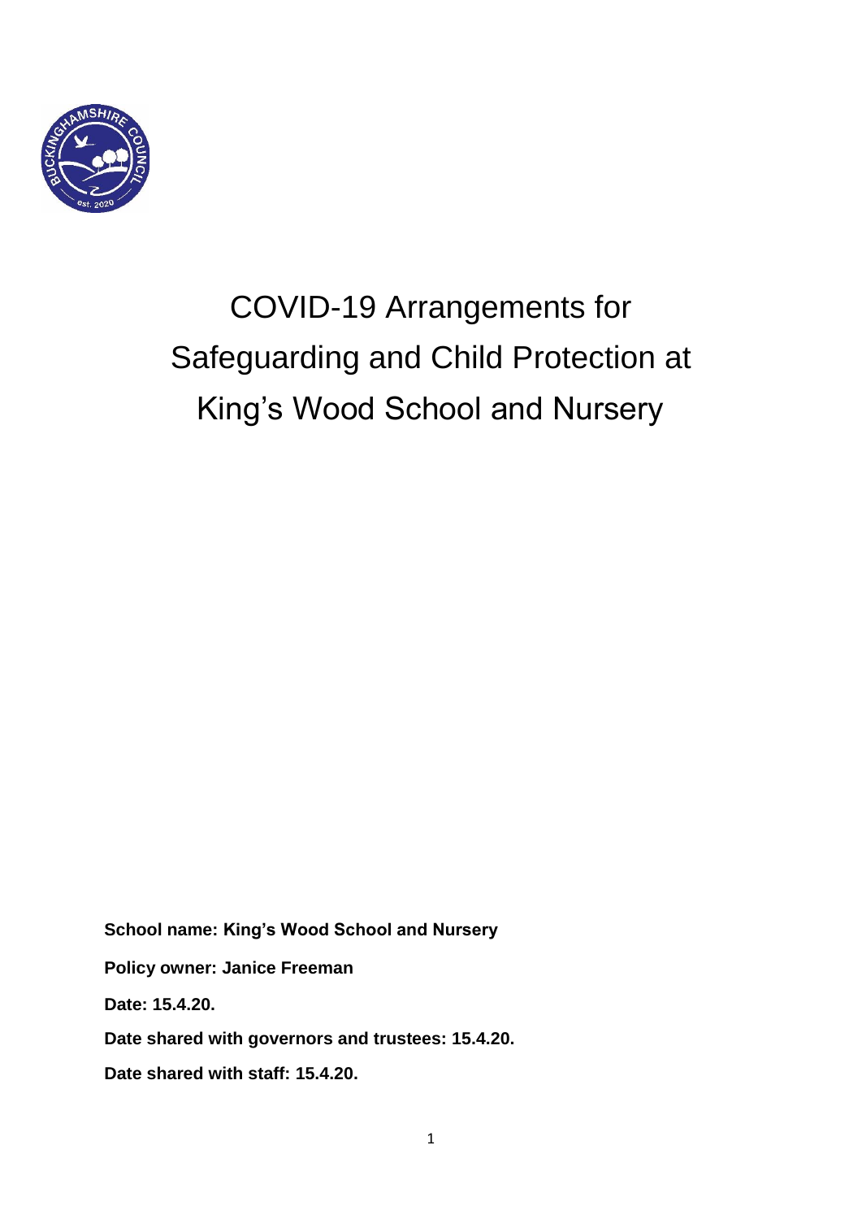# COVID-19 Arrangements for Safeguarding and Child Protection at King's Wood School and Nursery

**School name: King's Wood School and Nursery**

**Policy owner: Janice Freeman**

**Date: 15.4.20.**

**Date shared with governors and trustees: 15.4.20.**

**Date shared with staff: 15.4.20.**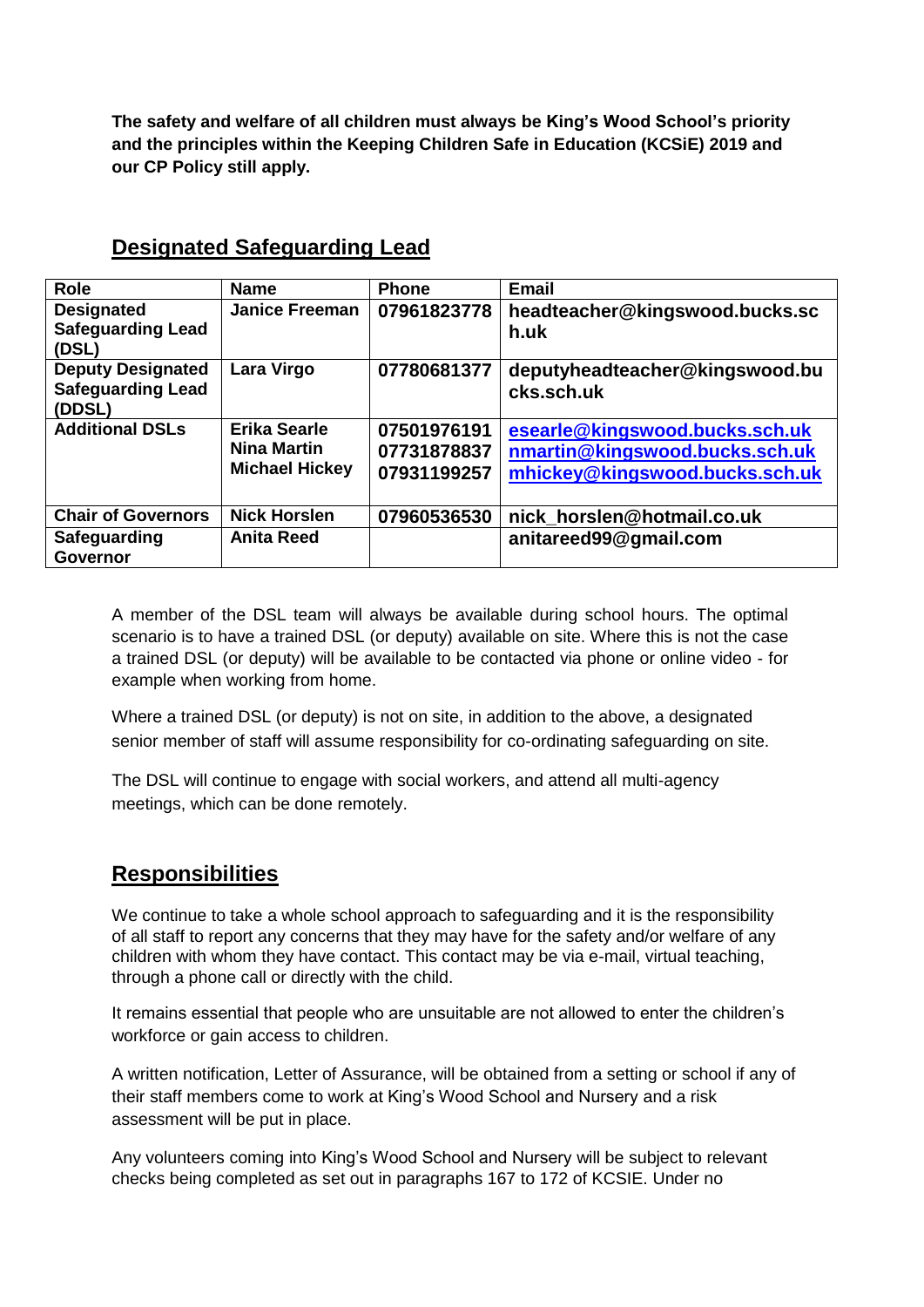**The safety and welfare of all children must always be King's Wood School's priority and the principles within the Keeping Children Safe in Education (KCSiE) 2019 and our CP Policy still apply.**

## Designated Safeguarding Lead

| Role | Name | Phone | Email |
|---|---|---|---|
| **Designated Safeguarding Lead (DSL)** | **Janice Freeman** | **07961823778** | **headteacher@kingswood.bucks.sch.uk** |
| **Deputy Designated Safeguarding Lead (DDSL)** | **Lara Virgo** | **07780681377** | **deputyheadteacher@kingswood.bucks.sch.uk** |
| **Additional DSLs** | **Erika Searle**<br>**Nina Martin**<br>**Michael Hickey** | **07501976191**<br>**07731878837**<br>**07931199257** | **esearle@kingswood.bucks.sch.uk**<br>**nmartin@kingswood.bucks.sch.uk**<br>**mhickey@kingswood.bucks.sch.uk** |
| **Chair of Governors** | **Nick Horslen** | **07960536530** | **nick_horslen@hotmail.co.uk** |
| **Safeguarding Governor** | **Anita Reed** | | **anitareed99@gmail.com** |

A member of the DSL team will always be available during school hours. The optimal scenario is to have a trained DSL (or deputy) available on site. Where this is not the case a trained DSL (or deputy) will be available to be contacted via phone or online video - for example when working from home.

Where a trained DSL (or deputy) is not on site, in addition to the above, a designated senior member of staff will assume responsibility for co-ordinating safeguarding on site.

The DSL will continue to engage with social workers, and attend all multi-agency meetings, which can be done remotely.

## Responsibilities

We continue to take a whole school approach to safeguarding and it is the responsibility of all staff to report any concerns that they may have for the safety and/or welfare of any children with whom they have contact. This contact may be via e-mail, virtual teaching, through a phone call or directly with the child.

It remains essential that people who are unsuitable are not allowed to enter the children's workforce or gain access to children.

A written notification, Letter of Assurance, will be obtained from a setting or school if any of their staff members come to work at King's Wood School and Nursery and a risk assessment will be put in place.

Any volunteers coming into King's Wood School and Nursery will be subject to relevant checks being completed as set out in paragraphs 167 to 172 of KCSIE. Under no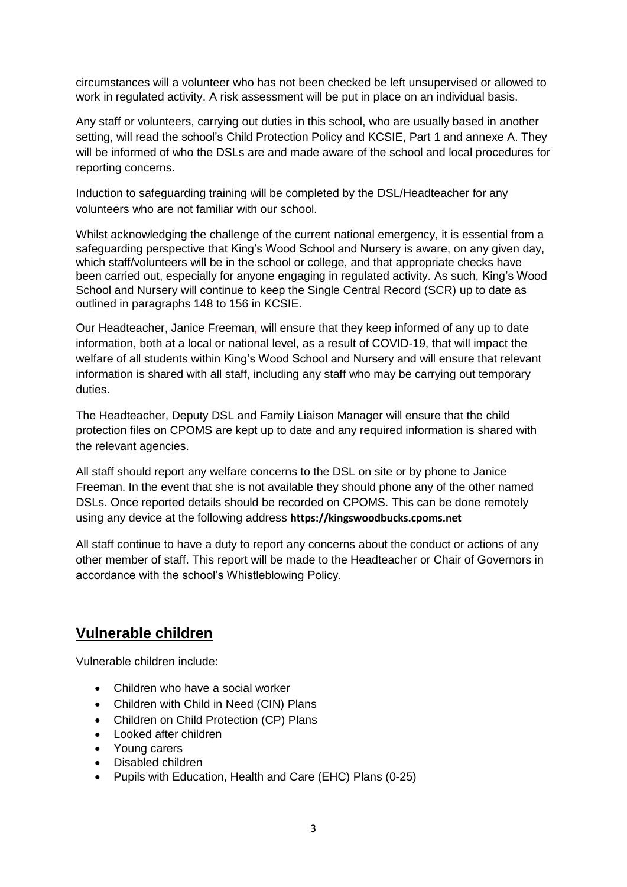circumstances will a volunteer who has not been checked be left unsupervised or allowed to work in regulated activity. A risk assessment will be put in place on an individual basis.

Any staff or volunteers, carrying out duties in this school, who are usually based in another setting, will read the school's Child Protection Policy and KCSIE, Part 1 and annexe A. They will be informed of who the DSLs are and made aware of the school and local procedures for reporting concerns.

Induction to safeguarding training will be completed by the DSL/Headteacher for any volunteers who are not familiar with our school.

Whilst acknowledging the challenge of the current national emergency, it is essential from a safeguarding perspective that King's Wood School and Nursery is aware, on any given day, which staff/volunteers will be in the school or college, and that appropriate checks have been carried out, especially for anyone engaging in regulated activity. As such, King's Wood School and Nursery will continue to keep the Single Central Record (SCR) up to date as outlined in paragraphs 148 to 156 in KCSIE.

Our Headteacher, Janice Freeman, will ensure that they keep informed of any up to date information, both at a local or national level, as a result of COVID-19, that will impact the welfare of all students within King's Wood School and Nursery and will ensure that relevant information is shared with all staff, including any staff who may be carrying out temporary duties.

The Headteacher, Deputy DSL and Family Liaison Manager will ensure that the child protection files on CPOMS are kept up to date and any required information is shared with the relevant agencies.

All staff should report any welfare concerns to the DSL on site or by phone to Janice Freeman. In the event that she is not available they should phone any of the other named DSLs. Once reported details should be recorded on CPOMS. This can be done remotely using any device at the following address **https://kingswoodbucks.cpoms.net**

All staff continue to have a duty to report any concerns about the conduct or actions of any other member of staff. This report will be made to the Headteacher or Chair of Governors in accordance with the school's Whistleblowing Policy.

## Vulnerable children

Vulnerable children include:

- Children who have a social worker
- Children with Child in Need (CIN) Plans
- Children on Child Protection (CP) Plans
- Looked after children
- Young carers
- Disabled children
- Pupils with Education, Health and Care (EHC) Plans (0-25)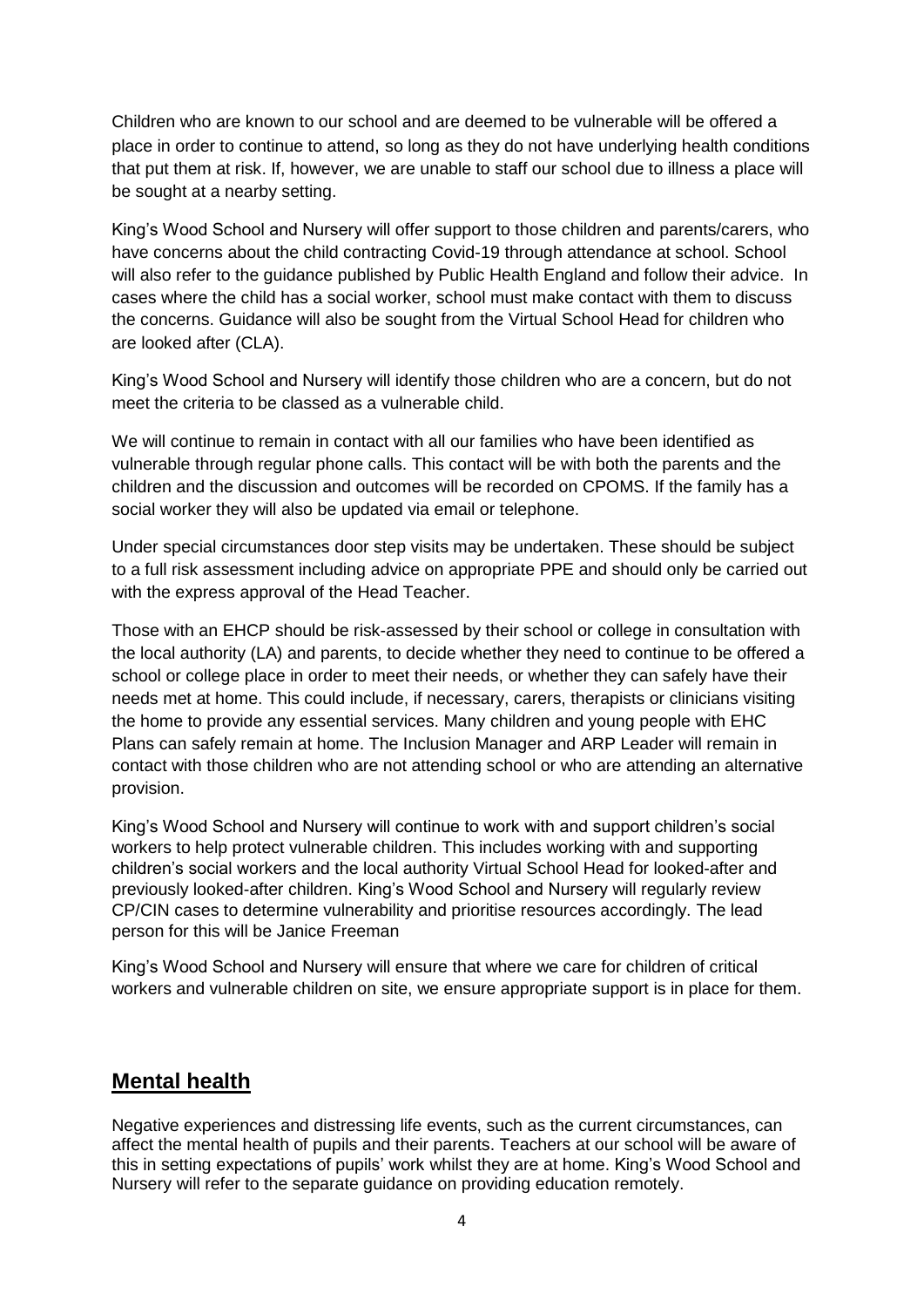Children who are known to our school and are deemed to be vulnerable will be offered a place in order to continue to attend, so long as they do not have underlying health conditions that put them at risk. If, however, we are unable to staff our school due to illness a place will be sought at a nearby setting.

King's Wood School and Nursery will offer support to those children and parents/carers, who have concerns about the child contracting Covid-19 through attendance at school. School will also refer to the guidance published by Public Health England and follow their advice. In cases where the child has a social worker, school must make contact with them to discuss the concerns. Guidance will also be sought from the Virtual School Head for children who are looked after (CLA).

King's Wood School and Nursery will identify those children who are a concern, but do not meet the criteria to be classed as a vulnerable child.

We will continue to remain in contact with all our families who have been identified as vulnerable through regular phone calls. This contact will be with both the parents and the children and the discussion and outcomes will be recorded on CPOMS. If the family has a social worker they will also be updated via email or telephone.

Under special circumstances door step visits may be undertaken. These should be subject to a full risk assessment including advice on appropriate PPE and should only be carried out with the express approval of the Head Teacher.

Those with an EHCP should be risk-assessed by their school or college in consultation with the local authority (LA) and parents, to decide whether they need to continue to be offered a school or college place in order to meet their needs, or whether they can safely have their needs met at home. This could include, if necessary, carers, therapists or clinicians visiting the home to provide any essential services. Many children and young people with EHC Plans can safely remain at home. The Inclusion Manager and ARP Leader will remain in contact with those children who are not attending school or who are attending an alternative provision.

King's Wood School and Nursery will continue to work with and support children's social workers to help protect vulnerable children. This includes working with and supporting children's social workers and the local authority Virtual School Head for looked-after and previously looked-after children. King's Wood School and Nursery will regularly review CP/CIN cases to determine vulnerability and prioritise resources accordingly. The lead person for this will be Janice Freeman

King's Wood School and Nursery will ensure that where we care for children of critical workers and vulnerable children on site, we ensure appropriate support is in place for them.

## Mental health

Negative experiences and distressing life events, such as the current circumstances, can affect the mental health of pupils and their parents. Teachers at our school will be aware of this in setting expectations of pupils' work whilst they are at home. King's Wood School and Nursery will refer to the separate guidance on providing education remotely.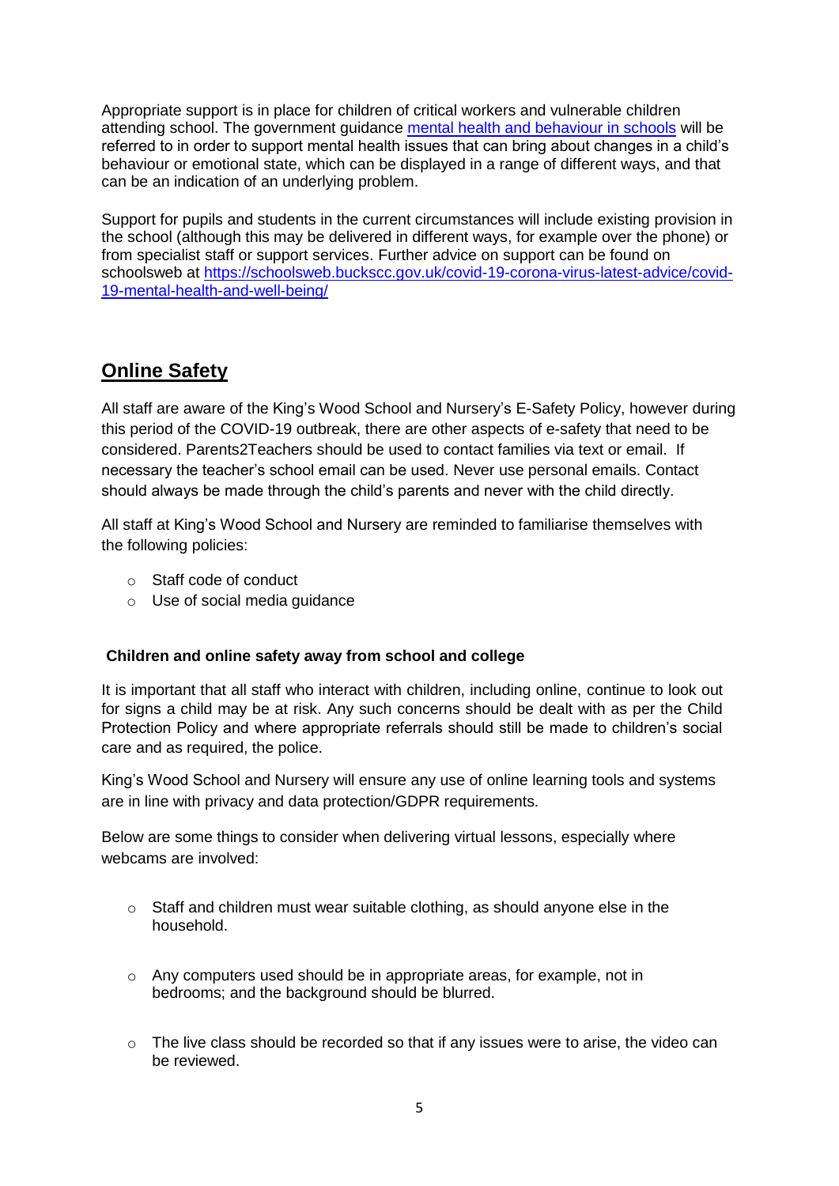Appropriate support is in place for children of critical workers and vulnerable children attending school. The government guidance [mental health and behaviour in schools](#) will be referred to in order to support mental health issues that can bring about changes in a child's behaviour or emotional state, which can be displayed in a range of different ways, and that can be an indication of an underlying problem.

Support for pupils and students in the current circumstances will include existing provision in the school (although this may be delivered in different ways, for example over the phone) or from specialist staff or support services. Further advice on support can be found on schoolsweb at https://schoolsweb.buckscc.gov.uk/covid-19-corona-virus-latest-advice/covid-19-mental-health-and-well-being/

## Online Safety

All staff are aware of the King's Wood School and Nursery's E-Safety Policy, however during this period of the COVID-19 outbreak, there are other aspects of e-safety that need to be considered. Parents2Teachers should be used to contact families via text or email. If necessary the teacher's school email can be used. Never use personal emails. Contact should always be made through the child's parents and never with the child directly.

All staff at King's Wood School and Nursery are reminded to familiarise themselves with the following policies:

- Staff code of conduct
- Use of social media guidance

### Children and online safety away from school and college

It is important that all staff who interact with children, including online, continue to look out for signs a child may be at risk. Any such concerns should be dealt with as per the Child Protection Policy and where appropriate referrals should still be made to children's social care and as required, the police.

King's Wood School and Nursery will ensure any use of online learning tools and systems are in line with privacy and data protection/GDPR requirements.

Below are some things to consider when delivering virtual lessons, especially where webcams are involved:

- Staff and children must wear suitable clothing, as should anyone else in the household.
- Any computers used should be in appropriate areas, for example, not in bedrooms; and the background should be blurred.
- The live class should be recorded so that if any issues were to arise, the video can be reviewed.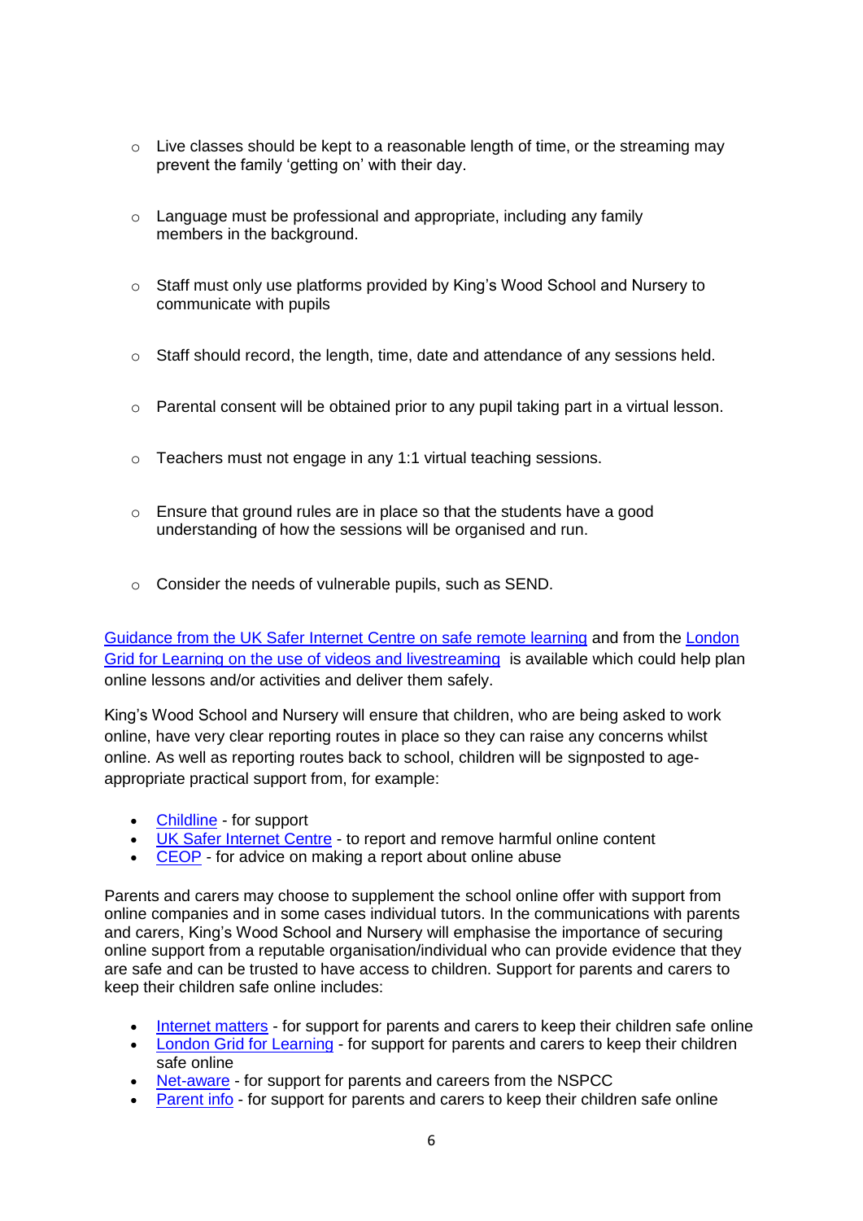- Live classes should be kept to a reasonable length of time, or the streaming may prevent the family 'getting on' with their day.

- Language must be professional and appropriate, including any family members in the background.

- Staff must only use platforms provided by King's Wood School and Nursery to communicate with pupils

- Staff should record, the length, time, date and attendance of any sessions held.

- Parental consent will be obtained prior to any pupil taking part in a virtual lesson.

- Teachers must not engage in any 1:1 virtual teaching sessions.

- Ensure that ground rules are in place so that the students have a good understanding of how the sessions will be organised and run.

- Consider the needs of vulnerable pupils, such as SEND.

Guidance from the UK Safer Internet Centre on safe remote learning and from the London Grid for Learning on the use of videos and livestreaming is available which could help plan online lessons and/or activities and deliver them safely.

King's Wood School and Nursery will ensure that children, who are being asked to work online, have very clear reporting routes in place so they can raise any concerns whilst online. As well as reporting routes back to school, children will be signposted to age-appropriate practical support from, for example:

- Childline - for support
- UK Safer Internet Centre - to report and remove harmful online content
- CEOP - for advice on making a report about online abuse

Parents and carers may choose to supplement the school online offer with support from online companies and in some cases individual tutors. In the communications with parents and carers, King's Wood School and Nursery will emphasise the importance of securing online support from a reputable organisation/individual who can provide evidence that they are safe and can be trusted to have access to children. Support for parents and carers to keep their children safe online includes:

- Internet matters - for support for parents and carers to keep their children safe online
- London Grid for Learning - for support for parents and carers to keep their children safe online
- Net-aware - for support for parents and careers from the NSPCC
- Parent info - for support for parents and carers to keep their children safe online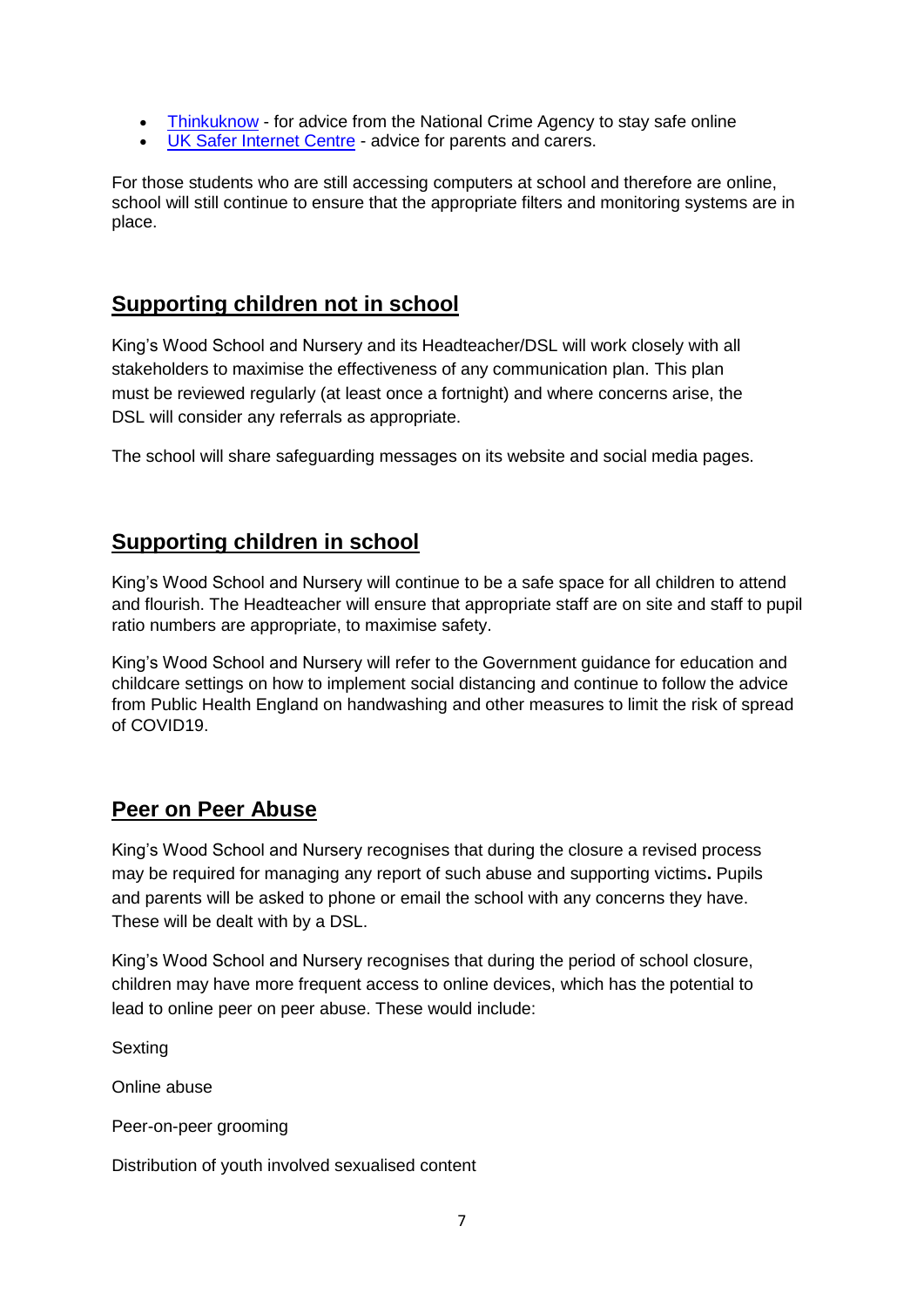- [Thinkuknow](Thinkuknow) - for advice from the National Crime Agency to stay safe online
- [UK Safer Internet Centre](UK Safer Internet Centre) - advice for parents and carers.

For those students who are still accessing computers at school and therefore are online, school will still continue to ensure that the appropriate filters and monitoring systems are in place.

## Supporting children not in school

King's Wood School and Nursery and its Headteacher/DSL will work closely with all stakeholders to maximise the effectiveness of any communication plan. This plan must be reviewed regularly (at least once a fortnight) and where concerns arise, the DSL will consider any referrals as appropriate.

The school will share safeguarding messages on its website and social media pages.

## Supporting children in school

King's Wood School and Nursery will continue to be a safe space for all children to attend and flourish. The Headteacher will ensure that appropriate staff are on site and staff to pupil ratio numbers are appropriate, to maximise safety.

King's Wood School and Nursery will refer to the Government guidance for education and childcare settings on how to implement social distancing and continue to follow the advice from Public Health England on handwashing and other measures to limit the risk of spread of COVID19.

## Peer on Peer Abuse

King's Wood School and Nursery recognises that during the closure a revised process may be required for managing any report of such abuse and supporting victims**.** Pupils and parents will be asked to phone or email the school with any concerns they have. These will be dealt with by a DSL.

King's Wood School and Nursery recognises that during the period of school closure, children may have more frequent access to online devices, which has the potential to lead to online peer on peer abuse. These would include:

Sexting

Online abuse

Peer-on-peer grooming

Distribution of youth involved sexualised content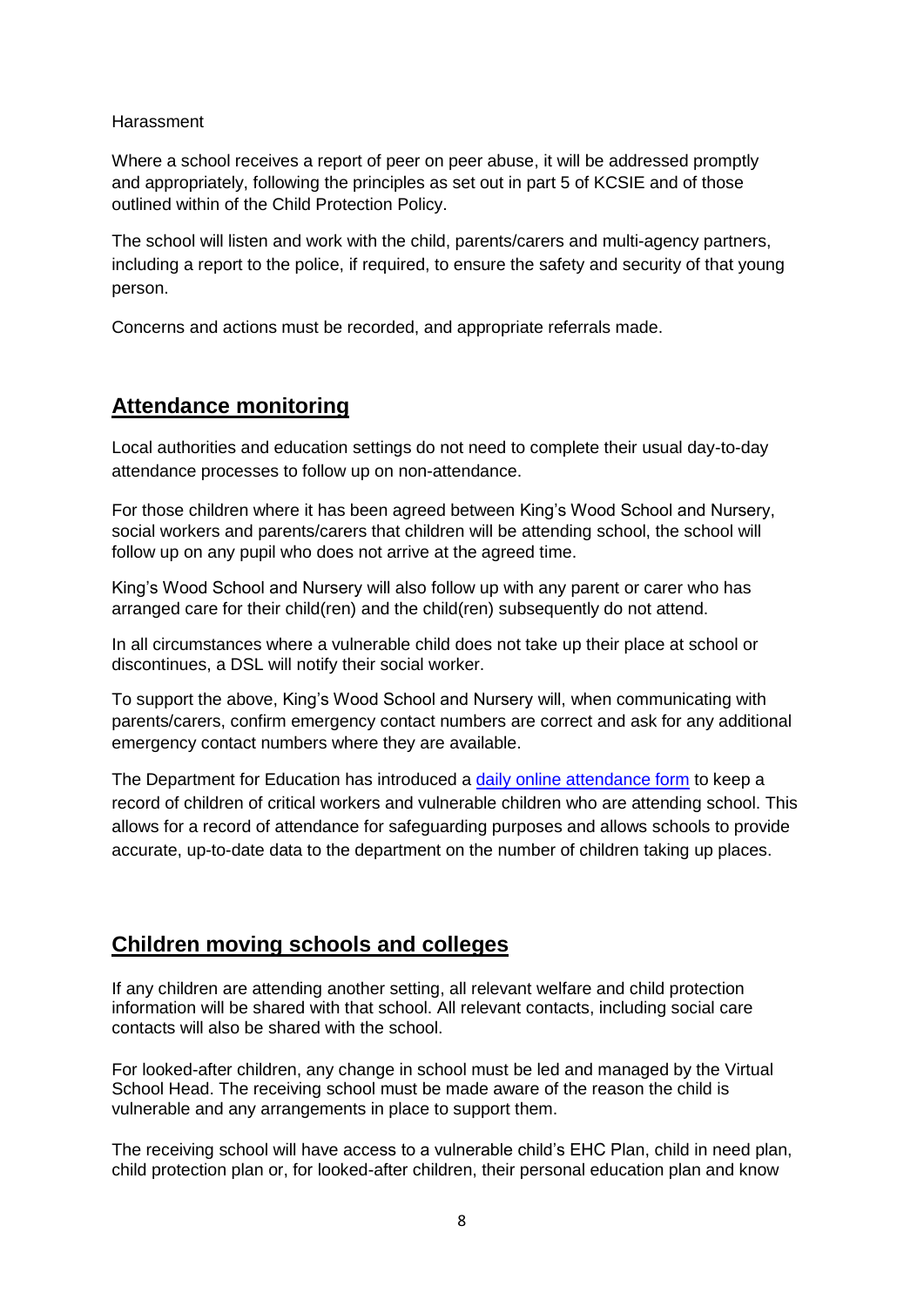Harassment

Where a school receives a report of peer on peer abuse, it will be addressed promptly and appropriately, following the principles as set out in part 5 of KCSIE and of those outlined within of the Child Protection Policy.

The school will listen and work with the child, parents/carers and multi-agency partners, including a report to the police, if required, to ensure the safety and security of that young person.

Concerns and actions must be recorded, and appropriate referrals made.

## Attendance monitoring

Local authorities and education settings do not need to complete their usual day-to-day attendance processes to follow up on non-attendance.

For those children where it has been agreed between King's Wood School and Nursery, social workers and parents/carers that children will be attending school, the school will follow up on any pupil who does not arrive at the agreed time.

King's Wood School and Nursery will also follow up with any parent or carer who has arranged care for their child(ren) and the child(ren) subsequently do not attend.

In all circumstances where a vulnerable child does not take up their place at school or discontinues, a DSL will notify their social worker.

To support the above, King's Wood School and Nursery will, when communicating with parents/carers, confirm emergency contact numbers are correct and ask for any additional emergency contact numbers where they are available.

The Department for Education has introduced a daily online attendance form to keep a record of children of critical workers and vulnerable children who are attending school. This allows for a record of attendance for safeguarding purposes and allows schools to provide accurate, up-to-date data to the department on the number of children taking up places.

## Children moving schools and colleges

If any children are attending another setting, all relevant welfare and child protection information will be shared with that school. All relevant contacts, including social care contacts will also be shared with the school.

For looked-after children, any change in school must be led and managed by the Virtual School Head. The receiving school must be made aware of the reason the child is vulnerable and any arrangements in place to support them.

The receiving school will have access to a vulnerable child's EHC Plan, child in need plan, child protection plan or, for looked-after children, their personal education plan and know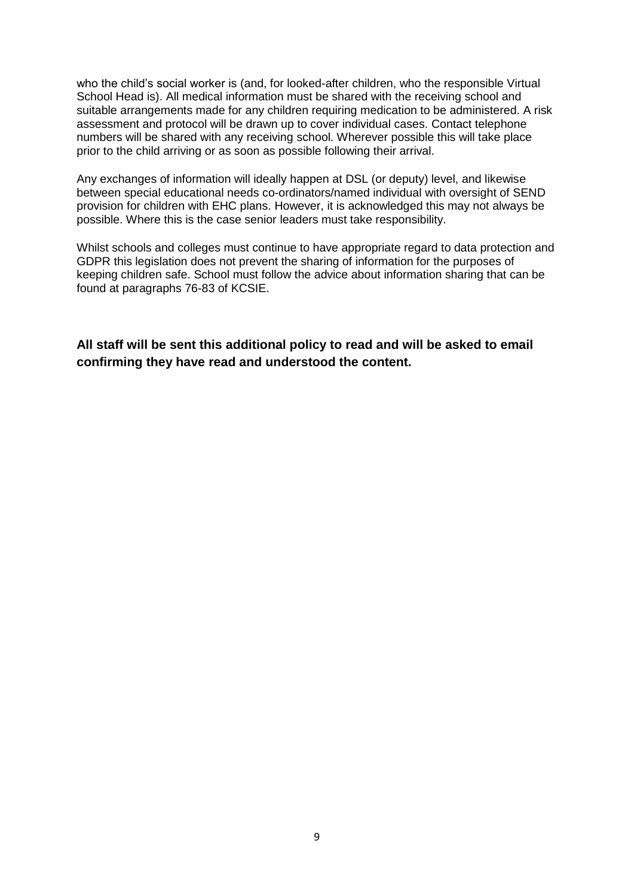who the child's social worker is (and, for looked-after children, who the responsible Virtual School Head is). All medical information must be shared with the receiving school and suitable arrangements made for any children requiring medication to be administered. A risk assessment and protocol will be drawn up to cover individual cases. Contact telephone numbers will be shared with any receiving school. Wherever possible this will take place prior to the child arriving or as soon as possible following their arrival.

Any exchanges of information will ideally happen at DSL (or deputy) level, and likewise between special educational needs co-ordinators/named individual with oversight of SEND provision for children with EHC plans. However, it is acknowledged this may not always be possible. Where this is the case senior leaders must take responsibility.

Whilst schools and colleges must continue to have appropriate regard to data protection and GDPR this legislation does not prevent the sharing of information for the purposes of keeping children safe. School must follow the advice about information sharing that can be found at paragraphs 76-83 of KCSIE.

**All staff will be sent this additional policy to read and will be asked to email confirming they have read and understood the content.**